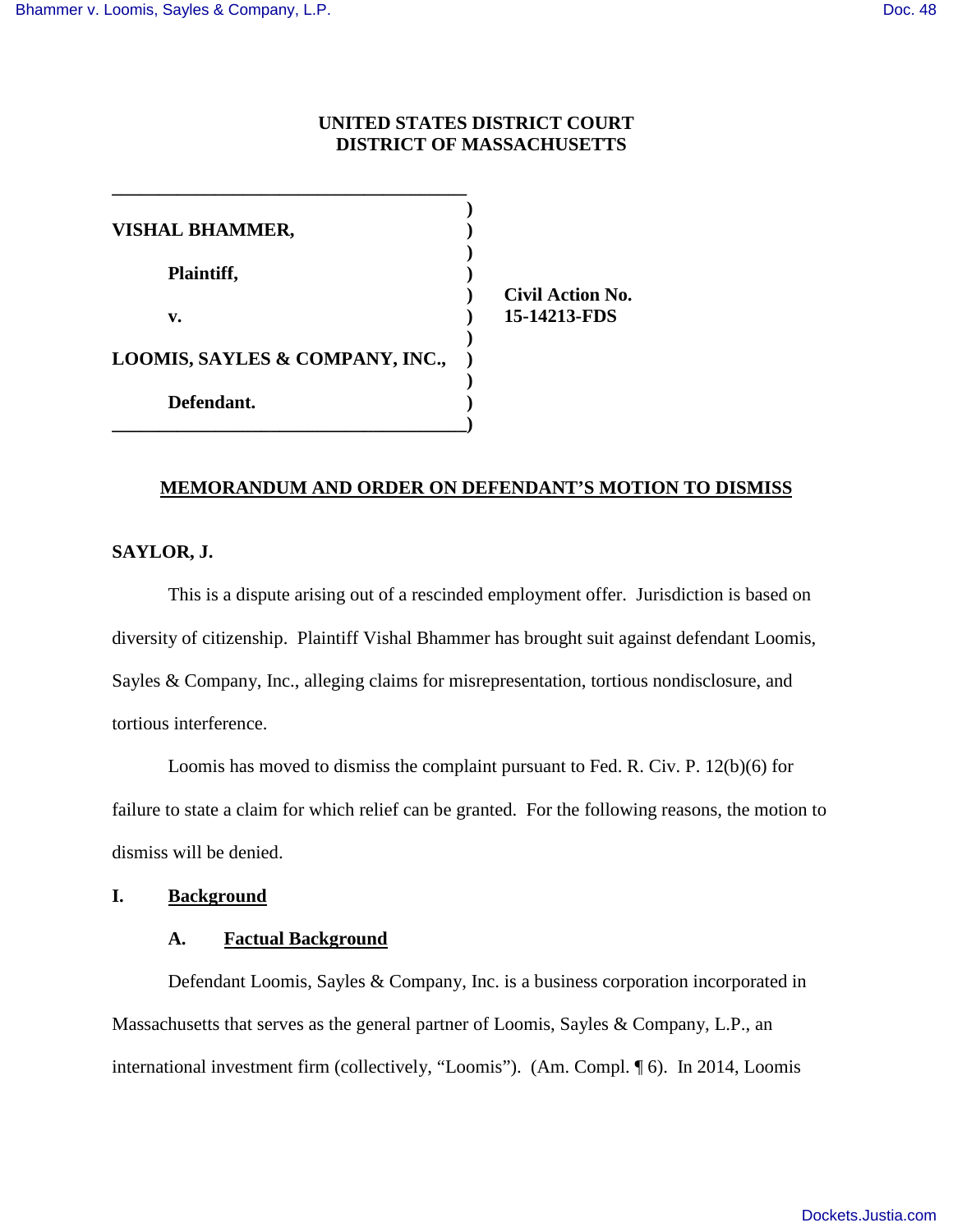UNITED STATES DISTRICT COURT
DISTRICT OF MASSACHUSETTS

| | | |
|---|---|---|
| **VISHAL BHAMMER,** | ) | |
| **Plaintiff,** | ) | |
| **v.** | ) | **Civil Action No. 15-14213-FDS** |
| **LOOMIS, SAYLES & COMPANY, INC.,** | ) | |
| **Defendant.** | ) | |

**MEMORANDUM AND ORDER ON DEFENDANT'S MOTION TO DISMISS**

**SAYLOR, J.**

This is a dispute arising out of a rescinded employment offer. Jurisdiction is based on diversity of citizenship. Plaintiff Vishal Bhammer has brought suit against defendant Loomis, Sayles & Company, Inc., alleging claims for misrepresentation, tortious nondisclosure, and tortious interference.

Loomis has moved to dismiss the complaint pursuant to Fed. R. Civ. P. 12(b)(6) for failure to state a claim for which relief can be granted. For the following reasons, the motion to dismiss will be denied.

## I. Background

### A. Factual Background

Defendant Loomis, Sayles & Company, Inc. is a business corporation incorporated in Massachusetts that serves as the general partner of Loomis, Sayles & Company, L.P., an international investment firm (collectively, "Loomis"). (Am. Compl. ¶ 6). In 2014, Loomis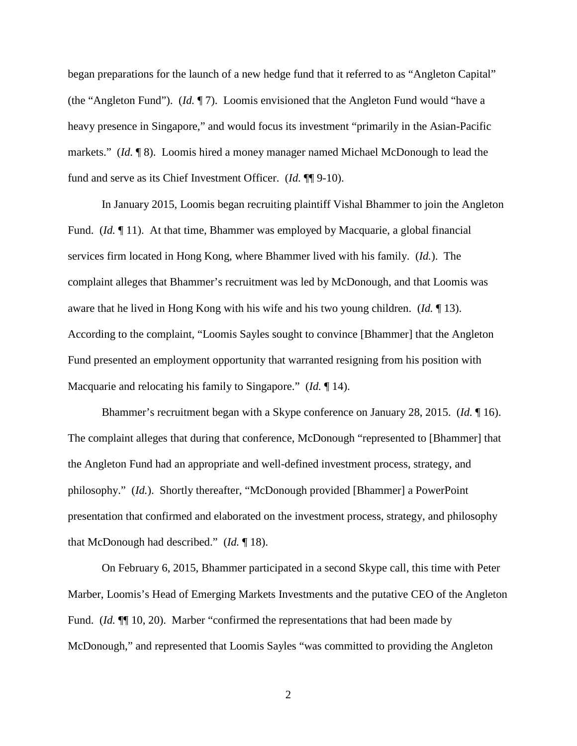began preparations for the launch of a new hedge fund that it referred to as "Angleton Capital" (the "Angleton Fund"). (*Id.* ¶ 7). Loomis envisioned that the Angleton Fund would "have a heavy presence in Singapore," and would focus its investment "primarily in the Asian-Pacific markets." (*Id.* ¶ 8). Loomis hired a money manager named Michael McDonough to lead the fund and serve as its Chief Investment Officer. (*Id.* ¶¶ 9-10).

In January 2015, Loomis began recruiting plaintiff Vishal Bhammer to join the Angleton Fund. (*Id.* ¶ 11). At that time, Bhammer was employed by Macquarie, a global financial services firm located in Hong Kong, where Bhammer lived with his family. (*Id.*). The complaint alleges that Bhammer's recruitment was led by McDonough, and that Loomis was aware that he lived in Hong Kong with his wife and his two young children. (*Id.* ¶ 13). According to the complaint, "Loomis Sayles sought to convince [Bhammer] that the Angleton Fund presented an employment opportunity that warranted resigning from his position with Macquarie and relocating his family to Singapore." (*Id.* ¶ 14).

Bhammer's recruitment began with a Skype conference on January 28, 2015. (*Id.* ¶ 16). The complaint alleges that during that conference, McDonough "represented to [Bhammer] that the Angleton Fund had an appropriate and well-defined investment process, strategy, and philosophy." (*Id.*). Shortly thereafter, "McDonough provided [Bhammer] a PowerPoint presentation that confirmed and elaborated on the investment process, strategy, and philosophy that McDonough had described." (*Id.* ¶ 18).

On February 6, 2015, Bhammer participated in a second Skype call, this time with Peter Marber, Loomis's Head of Emerging Markets Investments and the putative CEO of the Angleton Fund. (*Id.* ¶¶ 10, 20). Marber "confirmed the representations that had been made by McDonough," and represented that Loomis Sayles "was committed to providing the Angleton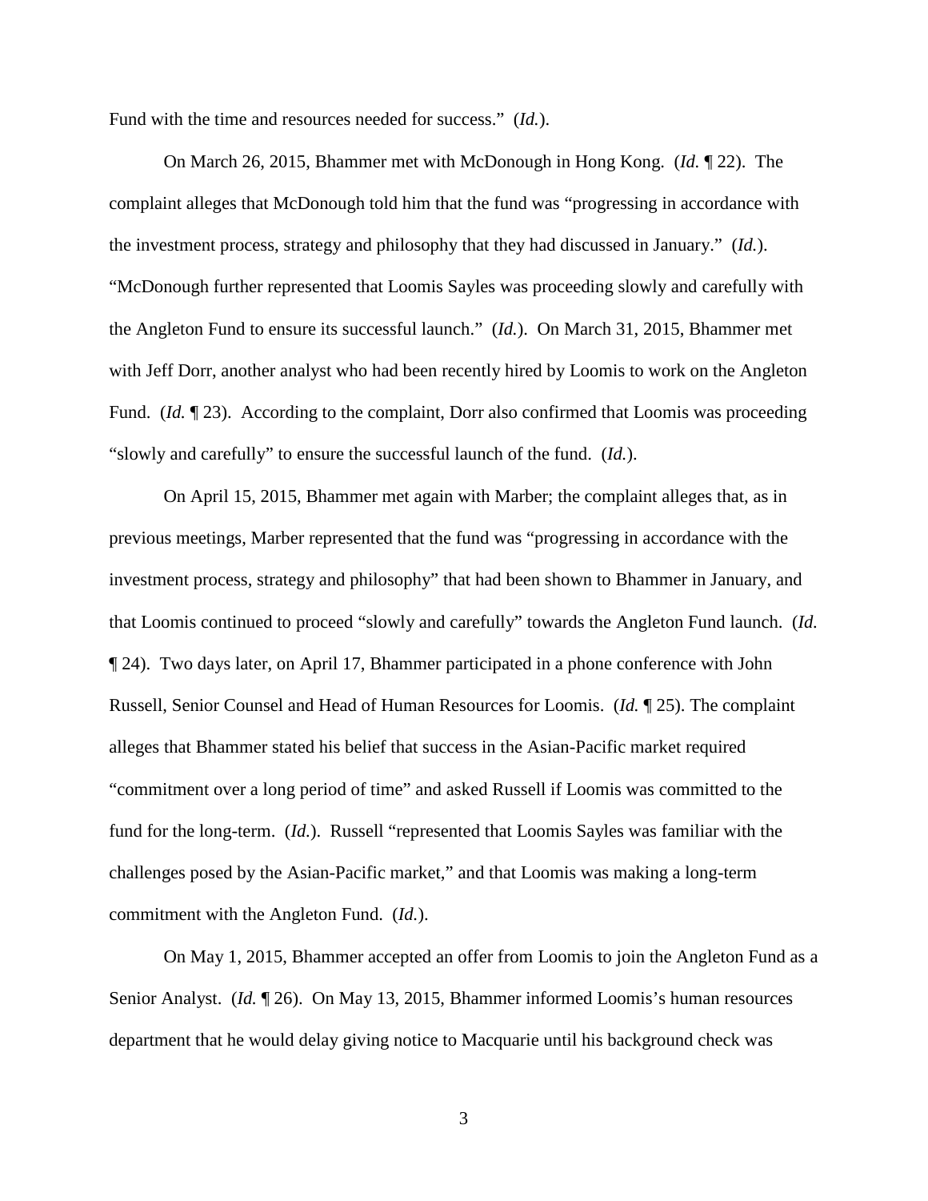Fund with the time and resources needed for success." (*Id.*).

On March 26, 2015, Bhammer met with McDonough in Hong Kong. (*Id.* ¶ 22). The complaint alleges that McDonough told him that the fund was "progressing in accordance with the investment process, strategy and philosophy that they had discussed in January." (*Id.*). "McDonough further represented that Loomis Sayles was proceeding slowly and carefully with the Angleton Fund to ensure its successful launch." (*Id.*). On March 31, 2015, Bhammer met with Jeff Dorr, another analyst who had been recently hired by Loomis to work on the Angleton Fund. (*Id.* ¶ 23). According to the complaint, Dorr also confirmed that Loomis was proceeding "slowly and carefully" to ensure the successful launch of the fund. (*Id.*).

On April 15, 2015, Bhammer met again with Marber; the complaint alleges that, as in previous meetings, Marber represented that the fund was "progressing in accordance with the investment process, strategy and philosophy" that had been shown to Bhammer in January, and that Loomis continued to proceed "slowly and carefully" towards the Angleton Fund launch. (*Id.* ¶ 24). Two days later, on April 17, Bhammer participated in a phone conference with John Russell, Senior Counsel and Head of Human Resources for Loomis. (*Id.* ¶ 25). The complaint alleges that Bhammer stated his belief that success in the Asian-Pacific market required "commitment over a long period of time" and asked Russell if Loomis was committed to the fund for the long-term. (*Id.*). Russell "represented that Loomis Sayles was familiar with the challenges posed by the Asian-Pacific market," and that Loomis was making a long-term commitment with the Angleton Fund. (*Id.*).

On May 1, 2015, Bhammer accepted an offer from Loomis to join the Angleton Fund as a Senior Analyst. (*Id.* ¶ 26). On May 13, 2015, Bhammer informed Loomis's human resources department that he would delay giving notice to Macquarie until his background check was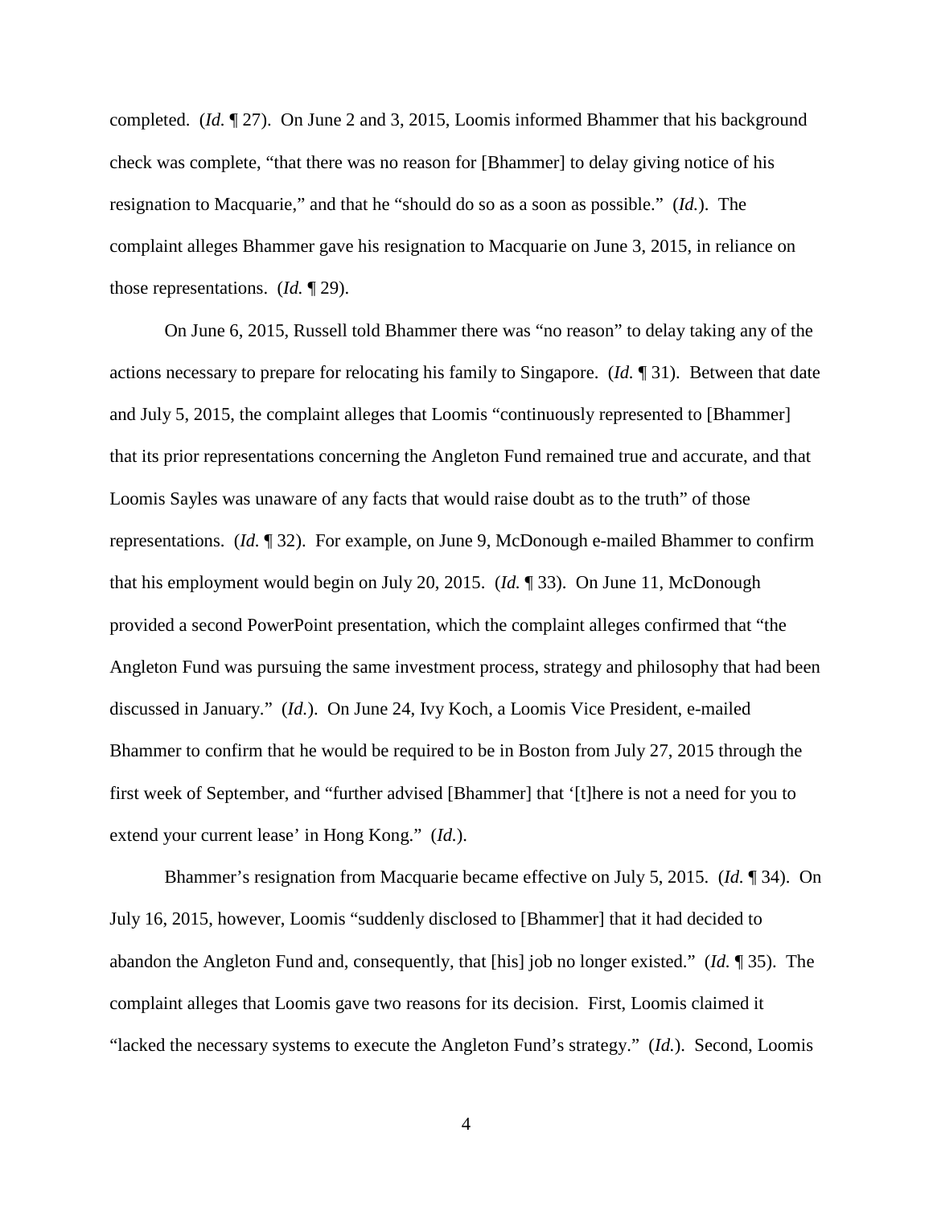completed. (*Id.* ¶ 27). On June 2 and 3, 2015, Loomis informed Bhammer that his background check was complete, "that there was no reason for [Bhammer] to delay giving notice of his resignation to Macquarie," and that he "should do so as a soon as possible." (*Id.*). The complaint alleges Bhammer gave his resignation to Macquarie on June 3, 2015, in reliance on those representations. (*Id.* ¶ 29).

On June 6, 2015, Russell told Bhammer there was "no reason" to delay taking any of the actions necessary to prepare for relocating his family to Singapore. (*Id.* ¶ 31). Between that date and July 5, 2015, the complaint alleges that Loomis "continuously represented to [Bhammer] that its prior representations concerning the Angleton Fund remained true and accurate, and that Loomis Sayles was unaware of any facts that would raise doubt as to the truth" of those representations. (*Id.* ¶ 32). For example, on June 9, McDonough e-mailed Bhammer to confirm that his employment would begin on July 20, 2015. (*Id.* ¶ 33). On June 11, McDonough provided a second PowerPoint presentation, which the complaint alleges confirmed that "the Angleton Fund was pursuing the same investment process, strategy and philosophy that had been discussed in January." (*Id.*). On June 24, Ivy Koch, a Loomis Vice President, e-mailed Bhammer to confirm that he would be required to be in Boston from July 27, 2015 through the first week of September, and "further advised [Bhammer] that '[t]here is not a need for you to extend your current lease' in Hong Kong." (*Id.*).

Bhammer's resignation from Macquarie became effective on July 5, 2015. (*Id.* ¶ 34). On July 16, 2015, however, Loomis "suddenly disclosed to [Bhammer] that it had decided to abandon the Angleton Fund and, consequently, that [his] job no longer existed." (*Id.* ¶ 35). The complaint alleges that Loomis gave two reasons for its decision. First, Loomis claimed it "lacked the necessary systems to execute the Angleton Fund's strategy." (*Id.*). Second, Loomis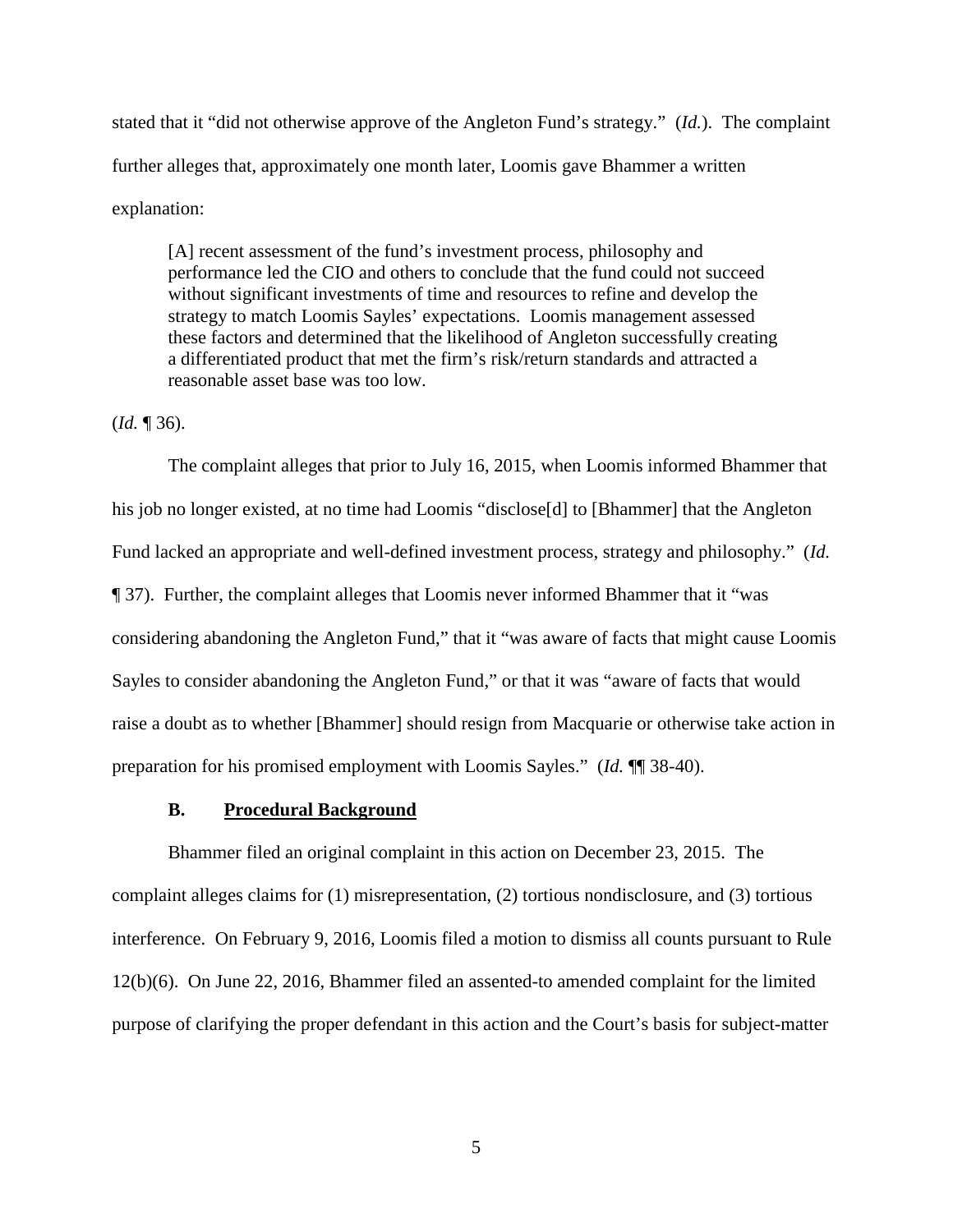stated that it "did not otherwise approve of the Angleton Fund's strategy." (*Id.*). The complaint further alleges that, approximately one month later, Loomis gave Bhammer a written explanation:

> [A] recent assessment of the fund's investment process, philosophy and performance led the CIO and others to conclude that the fund could not succeed without significant investments of time and resources to refine and develop the strategy to match Loomis Sayles' expectations. Loomis management assessed these factors and determined that the likelihood of Angleton successfully creating a differentiated product that met the firm's risk/return standards and attracted a reasonable asset base was too low.

(*Id.* ¶ 36).

The complaint alleges that prior to July 16, 2015, when Loomis informed Bhammer that his job no longer existed, at no time had Loomis "disclose[d] to [Bhammer] that the Angleton Fund lacked an appropriate and well-defined investment process, strategy and philosophy." (*Id.* ¶ 37). Further, the complaint alleges that Loomis never informed Bhammer that it "was considering abandoning the Angleton Fund," that it "was aware of facts that might cause Loomis Sayles to consider abandoning the Angleton Fund," or that it was "aware of facts that would raise a doubt as to whether [Bhammer] should resign from Macquarie or otherwise take action in preparation for his promised employment with Loomis Sayles." (*Id.* ¶¶ 38-40).

### B. Procedural Background

Bhammer filed an original complaint in this action on December 23, 2015. The complaint alleges claims for (1) misrepresentation, (2) tortious nondisclosure, and (3) tortious interference. On February 9, 2016, Loomis filed a motion to dismiss all counts pursuant to Rule 12(b)(6). On June 22, 2016, Bhammer filed an assented-to amended complaint for the limited purpose of clarifying the proper defendant in this action and the Court's basis for subject-matter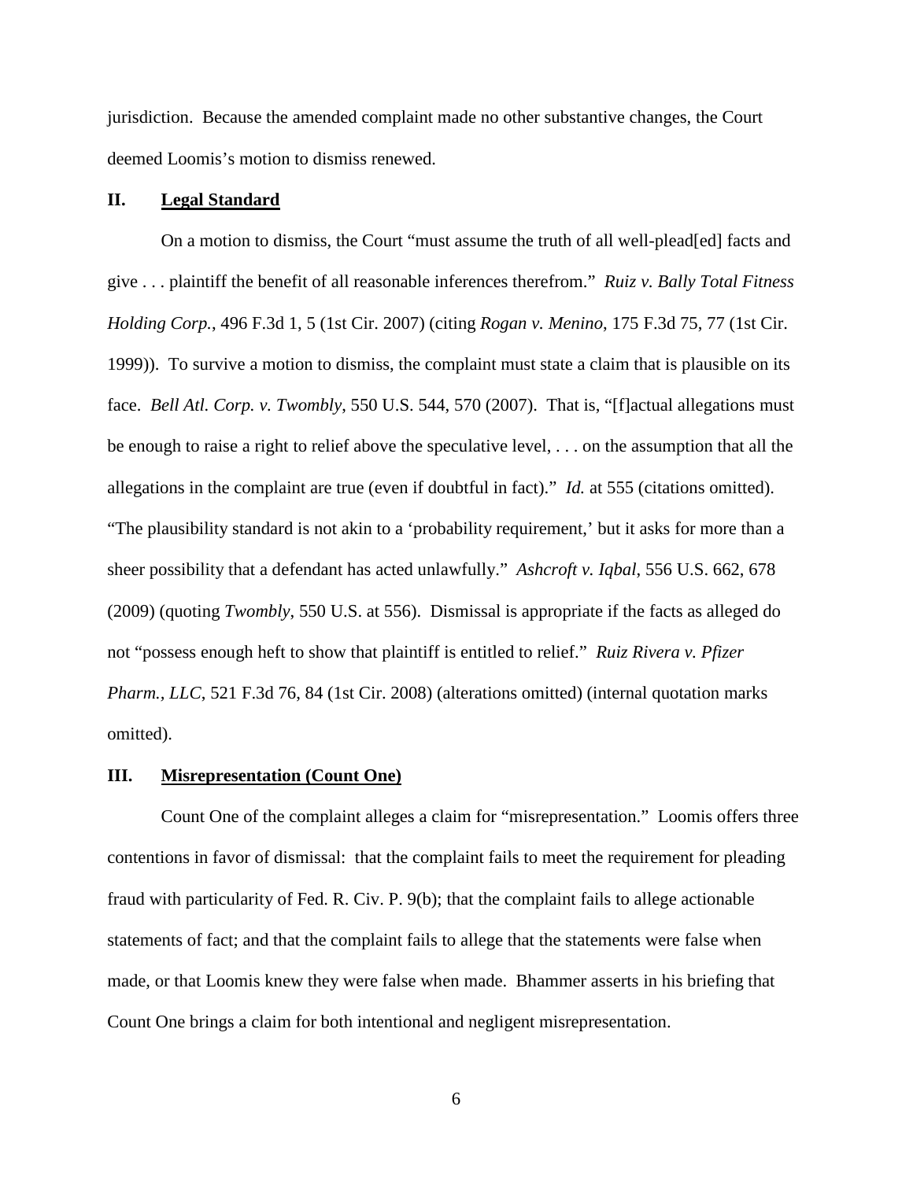jurisdiction. Because the amended complaint made no other substantive changes, the Court deemed Loomis's motion to dismiss renewed.

## II. Legal Standard

On a motion to dismiss, the Court "must assume the truth of all well-plead[ed] facts and give . . . plaintiff the benefit of all reasonable inferences therefrom." *Ruiz v. Bally Total Fitness Holding Corp.*, 496 F.3d 1, 5 (1st Cir. 2007) (citing *Rogan v. Menino*, 175 F.3d 75, 77 (1st Cir. 1999)). To survive a motion to dismiss, the complaint must state a claim that is plausible on its face. *Bell Atl. Corp. v. Twombly*, 550 U.S. 544, 570 (2007). That is, "[f]actual allegations must be enough to raise a right to relief above the speculative level, . . . on the assumption that all the allegations in the complaint are true (even if doubtful in fact)." *Id.* at 555 (citations omitted). "The plausibility standard is not akin to a 'probability requirement,' but it asks for more than a sheer possibility that a defendant has acted unlawfully." *Ashcroft v. Iqbal*, 556 U.S. 662, 678 (2009) (quoting *Twombly*, 550 U.S. at 556). Dismissal is appropriate if the facts as alleged do not "possess enough heft to show that plaintiff is entitled to relief." *Ruiz Rivera v. Pfizer Pharm., LLC*, 521 F.3d 76, 84 (1st Cir. 2008) (alterations omitted) (internal quotation marks omitted).

## III. Misrepresentation (Count One)

Count One of the complaint alleges a claim for "misrepresentation." Loomis offers three contentions in favor of dismissal: that the complaint fails to meet the requirement for pleading fraud with particularity of Fed. R. Civ. P. 9(b); that the complaint fails to allege actionable statements of fact; and that the complaint fails to allege that the statements were false when made, or that Loomis knew they were false when made. Bhammer asserts in his briefing that Count One brings a claim for both intentional and negligent misrepresentation.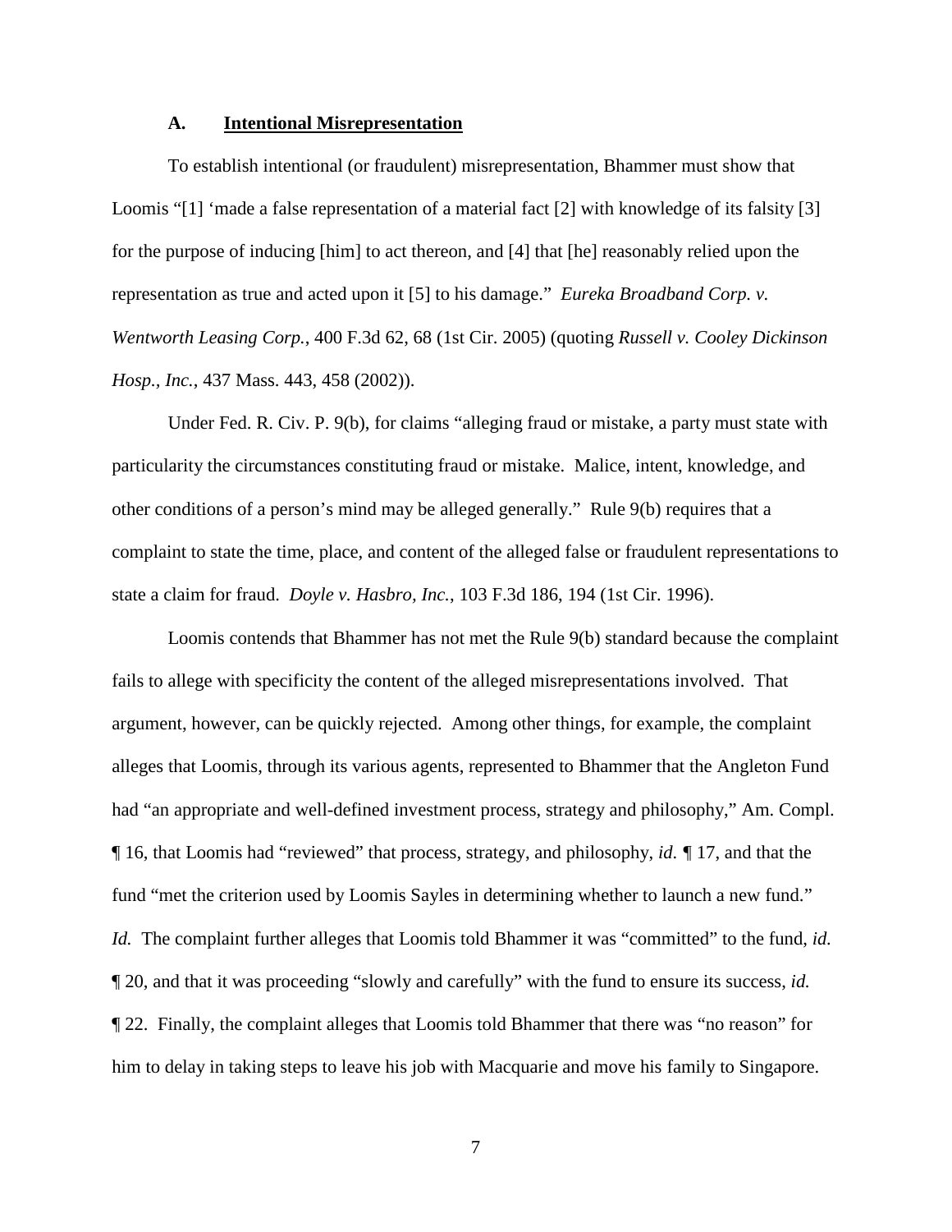### A. **Intentional Misrepresentation**

To establish intentional (or fraudulent) misrepresentation, Bhammer must show that Loomis "[1] 'made a false representation of a material fact [2] with knowledge of its falsity [3] for the purpose of inducing [him] to act thereon, and [4] that [he] reasonably relied upon the representation as true and acted upon it [5] to his damage." *Eureka Broadband Corp. v. Wentworth Leasing Corp.*, 400 F.3d 62, 68 (1st Cir. 2005) (quoting *Russell v. Cooley Dickinson Hosp., Inc.*, 437 Mass. 443, 458 (2002)).

Under Fed. R. Civ. P. 9(b), for claims "alleging fraud or mistake, a party must state with particularity the circumstances constituting fraud or mistake. Malice, intent, knowledge, and other conditions of a person's mind may be alleged generally." Rule 9(b) requires that a complaint to state the time, place, and content of the alleged false or fraudulent representations to state a claim for fraud. *Doyle v. Hasbro, Inc.*, 103 F.3d 186, 194 (1st Cir. 1996).

Loomis contends that Bhammer has not met the Rule 9(b) standard because the complaint fails to allege with specificity the content of the alleged misrepresentations involved. That argument, however, can be quickly rejected. Among other things, for example, the complaint alleges that Loomis, through its various agents, represented to Bhammer that the Angleton Fund had "an appropriate and well-defined investment process, strategy and philosophy," Am. Compl. ¶ 16, that Loomis had "reviewed" that process, strategy, and philosophy, *id.* ¶ 17, and that the fund "met the criterion used by Loomis Sayles in determining whether to launch a new fund." *Id.* The complaint further alleges that Loomis told Bhammer it was "committed" to the fund, *id.* ¶ 20, and that it was proceeding "slowly and carefully" with the fund to ensure its success, *id.* ¶ 22. Finally, the complaint alleges that Loomis told Bhammer that there was "no reason" for him to delay in taking steps to leave his job with Macquarie and move his family to Singapore.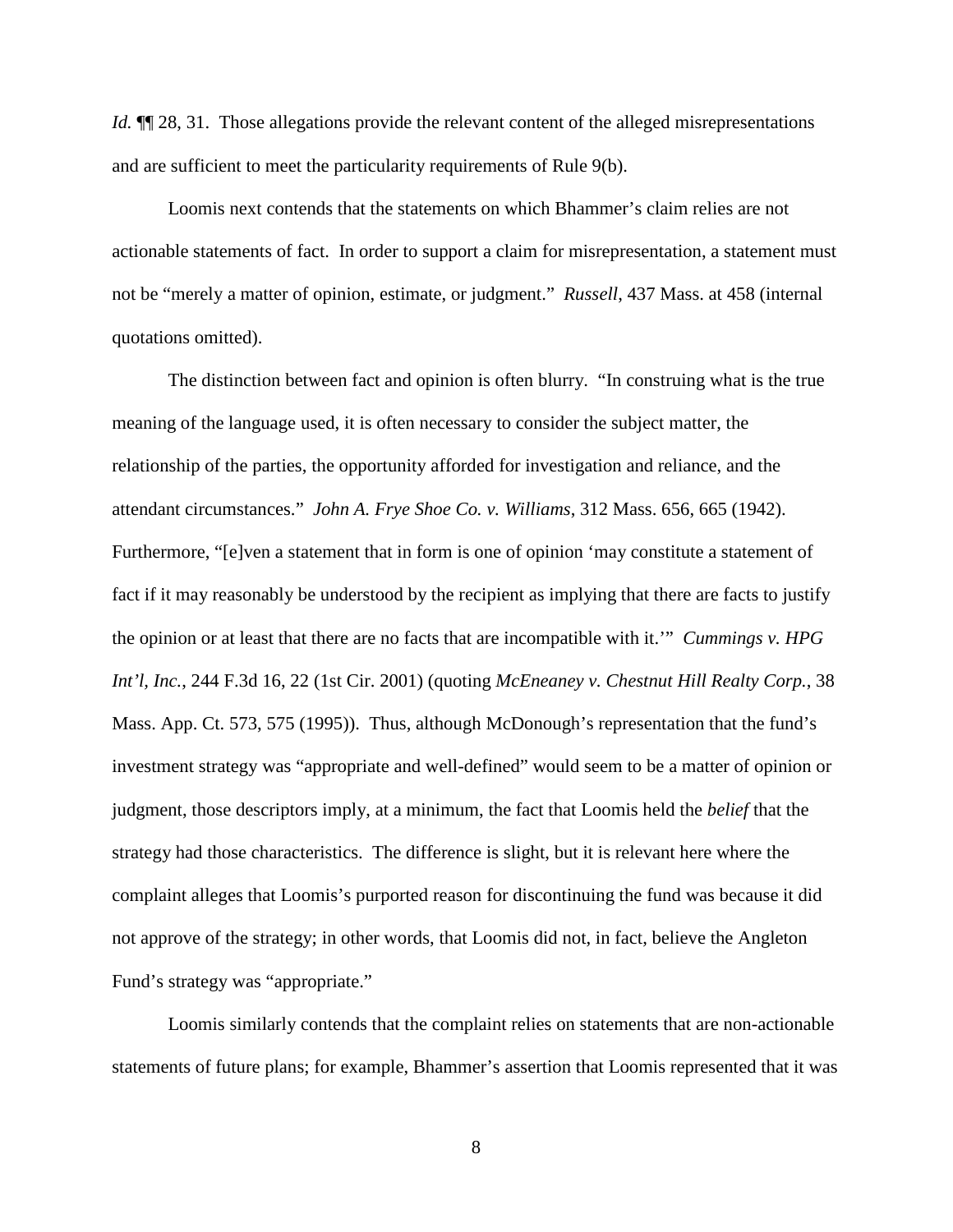*Id.* ¶¶ 28, 31. Those allegations provide the relevant content of the alleged misrepresentations and are sufficient to meet the particularity requirements of Rule 9(b).

Loomis next contends that the statements on which Bhammer's claim relies are not actionable statements of fact. In order to support a claim for misrepresentation, a statement must not be "merely a matter of opinion, estimate, or judgment." *Russell*, 437 Mass. at 458 (internal quotations omitted).

The distinction between fact and opinion is often blurry. "In construing what is the true meaning of the language used, it is often necessary to consider the subject matter, the relationship of the parties, the opportunity afforded for investigation and reliance, and the attendant circumstances." *John A. Frye Shoe Co. v. Williams*, 312 Mass. 656, 665 (1942). Furthermore, "[e]ven a statement that in form is one of opinion 'may constitute a statement of fact if it may reasonably be understood by the recipient as implying that there are facts to justify the opinion or at least that there are no facts that are incompatible with it.'" *Cummings v. HPG Int'l, Inc.*, 244 F.3d 16, 22 (1st Cir. 2001) (quoting *McEneaney v. Chestnut Hill Realty Corp.*, 38 Mass. App. Ct. 573, 575 (1995)). Thus, although McDonough's representation that the fund's investment strategy was "appropriate and well-defined" would seem to be a matter of opinion or judgment, those descriptors imply, at a minimum, the fact that Loomis held the *belief* that the strategy had those characteristics. The difference is slight, but it is relevant here where the complaint alleges that Loomis's purported reason for discontinuing the fund was because it did not approve of the strategy; in other words, that Loomis did not, in fact, believe the Angleton Fund's strategy was "appropriate."

Loomis similarly contends that the complaint relies on statements that are non-actionable statements of future plans; for example, Bhammer's assertion that Loomis represented that it was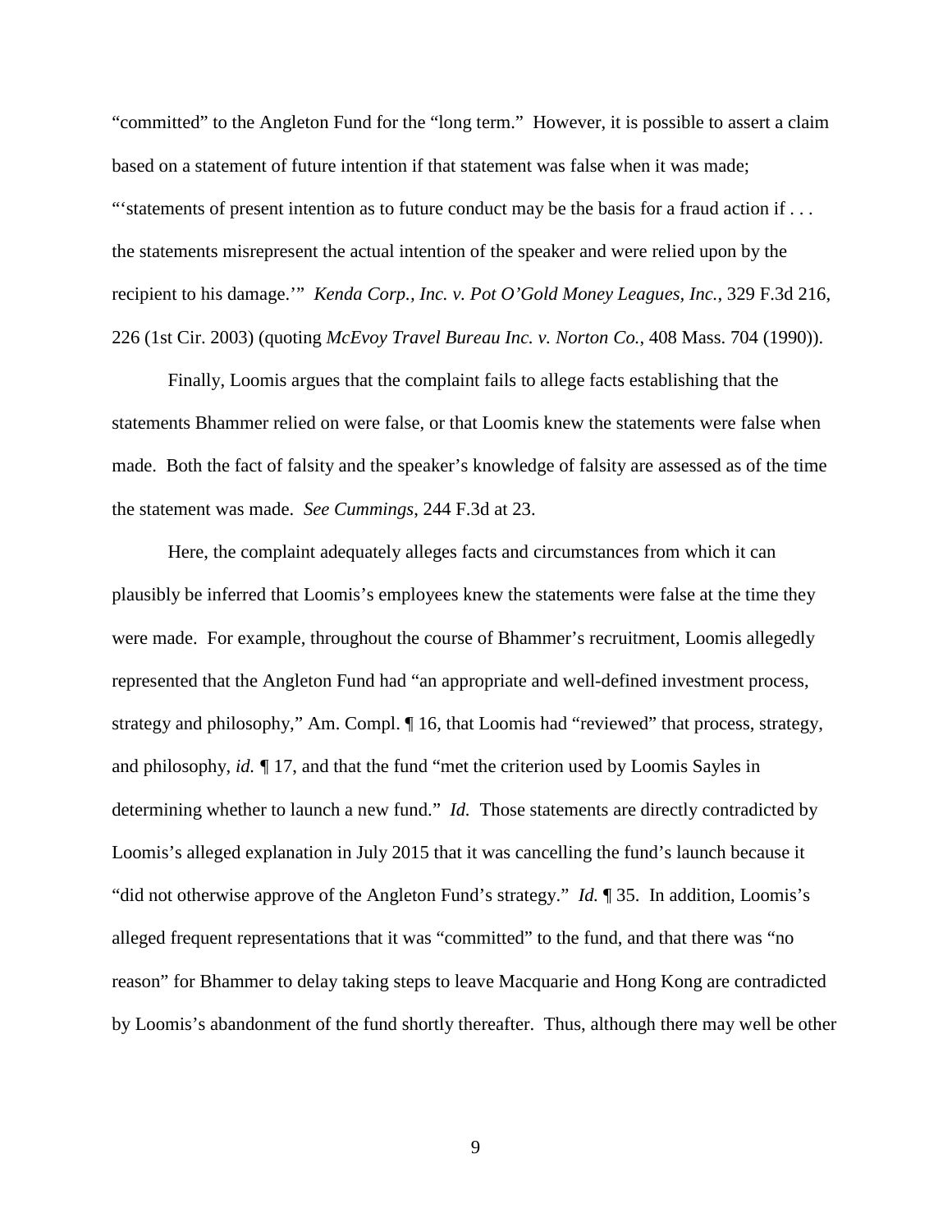"committed" to the Angleton Fund for the "long term." However, it is possible to assert a claim based on a statement of future intention if that statement was false when it was made; "'statements of present intention as to future conduct may be the basis for a fraud action if . . . the statements misrepresent the actual intention of the speaker and were relied upon by the recipient to his damage.'" *Kenda Corp., Inc. v. Pot O'Gold Money Leagues, Inc.*, 329 F.3d 216, 226 (1st Cir. 2003) (quoting *McEvoy Travel Bureau Inc. v. Norton Co.*, 408 Mass. 704 (1990)).

Finally, Loomis argues that the complaint fails to allege facts establishing that the statements Bhammer relied on were false, or that Loomis knew the statements were false when made. Both the fact of falsity and the speaker's knowledge of falsity are assessed as of the time the statement was made. *See Cummings*, 244 F.3d at 23.

Here, the complaint adequately alleges facts and circumstances from which it can plausibly be inferred that Loomis's employees knew the statements were false at the time they were made. For example, throughout the course of Bhammer's recruitment, Loomis allegedly represented that the Angleton Fund had "an appropriate and well-defined investment process, strategy and philosophy," Am. Compl. ¶ 16, that Loomis had "reviewed" that process, strategy, and philosophy, *id.* ¶ 17, and that the fund "met the criterion used by Loomis Sayles in determining whether to launch a new fund." *Id.* Those statements are directly contradicted by Loomis's alleged explanation in July 2015 that it was cancelling the fund's launch because it "did not otherwise approve of the Angleton Fund's strategy." *Id.* ¶ 35. In addition, Loomis's alleged frequent representations that it was "committed" to the fund, and that there was "no reason" for Bhammer to delay taking steps to leave Macquarie and Hong Kong are contradicted by Loomis's abandonment of the fund shortly thereafter. Thus, although there may well be other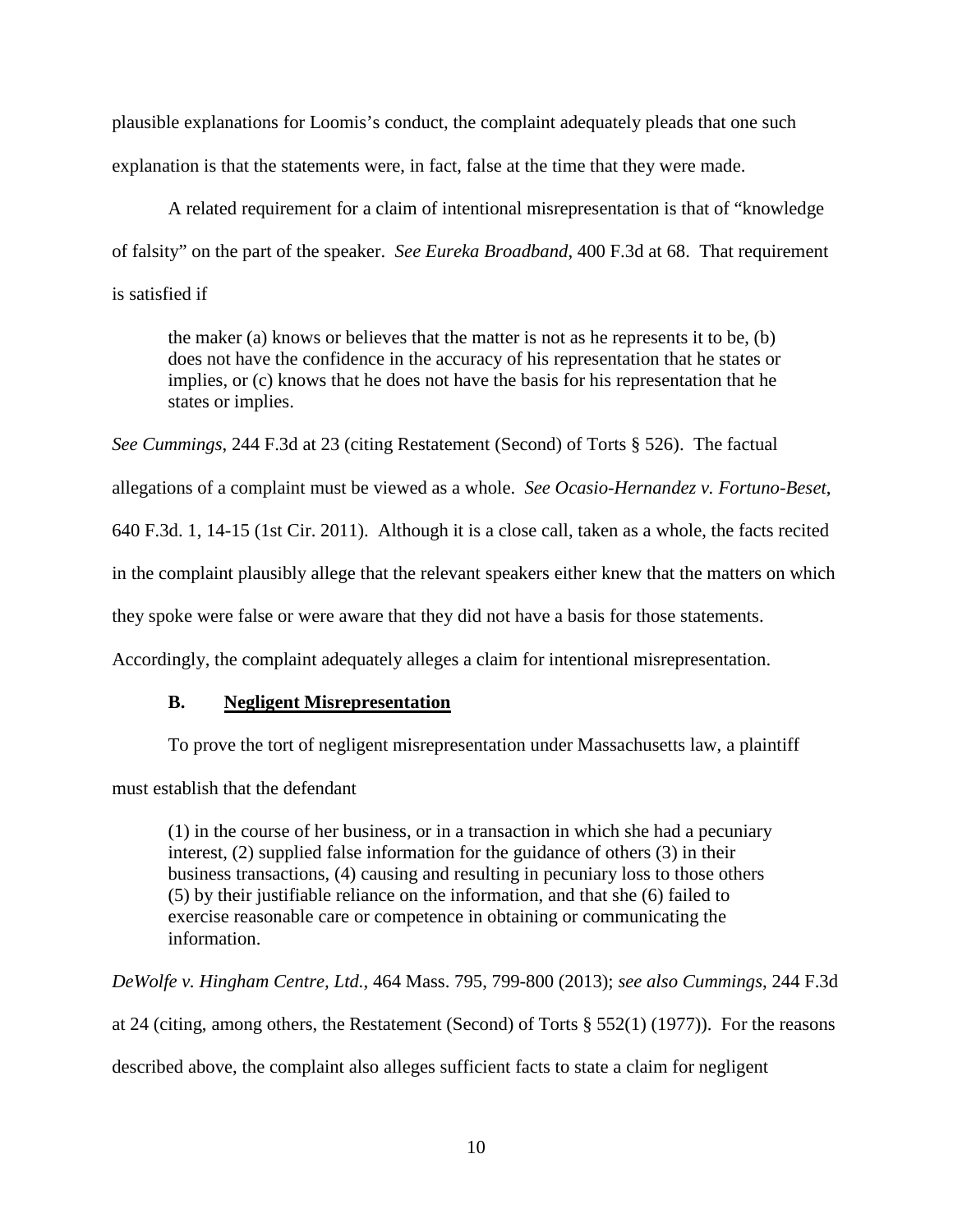plausible explanations for Loomis's conduct, the complaint adequately pleads that one such explanation is that the statements were, in fact, false at the time that they were made.

A related requirement for a claim of intentional misrepresentation is that of "knowledge of falsity" on the part of the speaker. *See Eureka Broadband*, 400 F.3d at 68. That requirement is satisfied if

> the maker (a) knows or believes that the matter is not as he represents it to be, (b) does not have the confidence in the accuracy of his representation that he states or implies, or (c) knows that he does not have the basis for his representation that he states or implies.

*See Cummings*, 244 F.3d at 23 (citing Restatement (Second) of Torts § 526). The factual allegations of a complaint must be viewed as a whole. *See Ocasio-Hernandez v. Fortuno-Beset*, 640 F.3d. 1, 14-15 (1st Cir. 2011). Although it is a close call, taken as a whole, the facts recited in the complaint plausibly allege that the relevant speakers either knew that the matters on which they spoke were false or were aware that they did not have a basis for those statements. Accordingly, the complaint adequately alleges a claim for intentional misrepresentation.

### B. Negligent Misrepresentation

To prove the tort of negligent misrepresentation under Massachusetts law, a plaintiff must establish that the defendant

> (1) in the course of her business, or in a transaction in which she had a pecuniary interest, (2) supplied false information for the guidance of others (3) in their business transactions, (4) causing and resulting in pecuniary loss to those others (5) by their justifiable reliance on the information, and that she (6) failed to exercise reasonable care or competence in obtaining or communicating the information.

*DeWolfe v. Hingham Centre, Ltd.*, 464 Mass. 795, 799-800 (2013); *see also Cummings*, 244 F.3d at 24 (citing, among others, the Restatement (Second) of Torts § 552(1) (1977)). For the reasons described above, the complaint also alleges sufficient facts to state a claim for negligent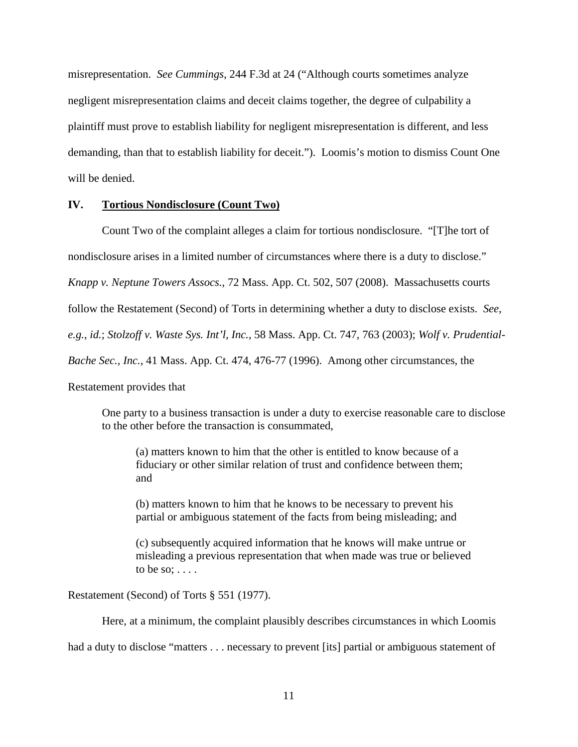misrepresentation. *See Cummings*, 244 F.3d at 24 ("Although courts sometimes analyze negligent misrepresentation claims and deceit claims together, the degree of culpability a plaintiff must prove to establish liability for negligent misrepresentation is different, and less demanding, than that to establish liability for deceit."). Loomis's motion to dismiss Count One will be denied.

## IV. <u>Tortious Nondisclosure (Count Two)</u>

Count Two of the complaint alleges a claim for tortious nondisclosure. "[T]he tort of nondisclosure arises in a limited number of circumstances where there is a duty to disclose." *Knapp v. Neptune Towers Assocs.*, 72 Mass. App. Ct. 502, 507 (2008). Massachusetts courts follow the Restatement (Second) of Torts in determining whether a duty to disclose exists. *See, e.g.*, *id.*; *Stolzoff v. Waste Sys. Int'l, Inc.*, 58 Mass. App. Ct. 747, 763 (2003); *Wolf v. Prudential-Bache Sec., Inc.*, 41 Mass. App. Ct. 474, 476-77 (1996). Among other circumstances, the Restatement provides that

> One party to a business transaction is under a duty to exercise reasonable care to disclose to the other before the transaction is consummated,
>
> > (a) matters known to him that the other is entitled to know because of a fiduciary or other similar relation of trust and confidence between them; and
> >
> > (b) matters known to him that he knows to be necessary to prevent his partial or ambiguous statement of the facts from being misleading; and
> >
> > (c) subsequently acquired information that he knows will make untrue or misleading a previous representation that when made was true or believed to be so; . . . .

Restatement (Second) of Torts § 551 (1977).

Here, at a minimum, the complaint plausibly describes circumstances in which Loomis had a duty to disclose "matters . . . necessary to prevent [its] partial or ambiguous statement of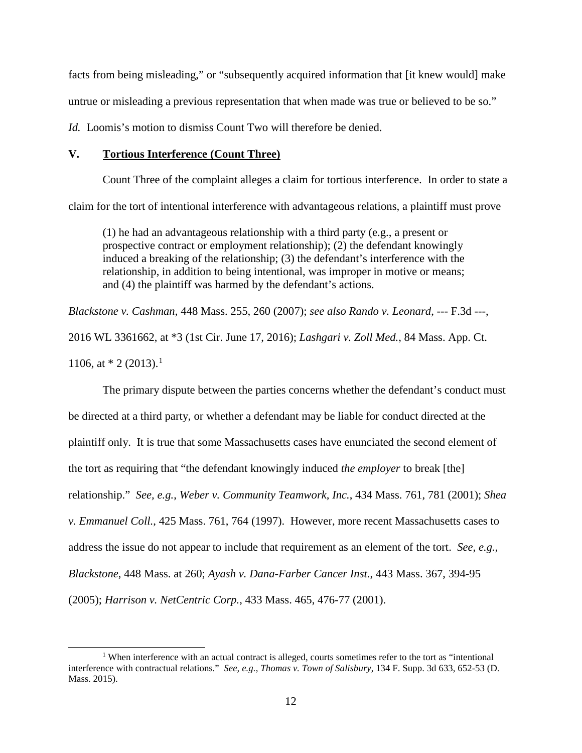facts from being misleading," or "subsequently acquired information that [it knew would] make untrue or misleading a previous representation that when made was true or believed to be so." *Id.* Loomis's motion to dismiss Count Two will therefore be denied.

## V. **Tortious Interference (Count Three)**

Count Three of the complaint alleges a claim for tortious interference. In order to state a claim for the tort of intentional interference with advantageous relations, a plaintiff must prove

> (1) he had an advantageous relationship with a third party (e.g., a present or prospective contract or employment relationship); (2) the defendant knowingly induced a breaking of the relationship; (3) the defendant's interference with the relationship, in addition to being intentional, was improper in motive or means; and (4) the plaintiff was harmed by the defendant's actions.

*Blackstone v. Cashman*, 448 Mass. 255, 260 (2007); *see also Rando v. Leonard*, --- F.3d ---, 2016 WL 3361662, at *3 (1st Cir. June 17, 2016); *Lashgari v. Zoll Med.*, 84 Mass. App. Ct. 1106, at * 2 (2013).[1]

The primary dispute between the parties concerns whether the defendant's conduct must be directed at a third party, or whether a defendant may be liable for conduct directed at the plaintiff only. It is true that some Massachusetts cases have enunciated the second element of the tort as requiring that "the defendant knowingly induced *the employer* to break [the] relationship." *See, e.g.*, *Weber v. Community Teamwork, Inc.*, 434 Mass. 761, 781 (2001); *Shea v. Emmanuel Coll.*, 425 Mass. 761, 764 (1997). However, more recent Massachusetts cases to address the issue do not appear to include that requirement as an element of the tort. *See, e.g.*, *Blackstone*, 448 Mass. at 260; *Ayash v. Dana-Farber Cancer Inst.*, 443 Mass. 367, 394-95 (2005); *Harrison v. NetCentric Corp.*, 433 Mass. 465, 476-77 (2001).

---

[1] When interference with an actual contract is alleged, courts sometimes refer to the tort as "intentional interference with contractual relations." *See, e.g.*, *Thomas v. Town of Salisbury*, 134 F. Supp. 3d 633, 652-53 (D. Mass. 2015).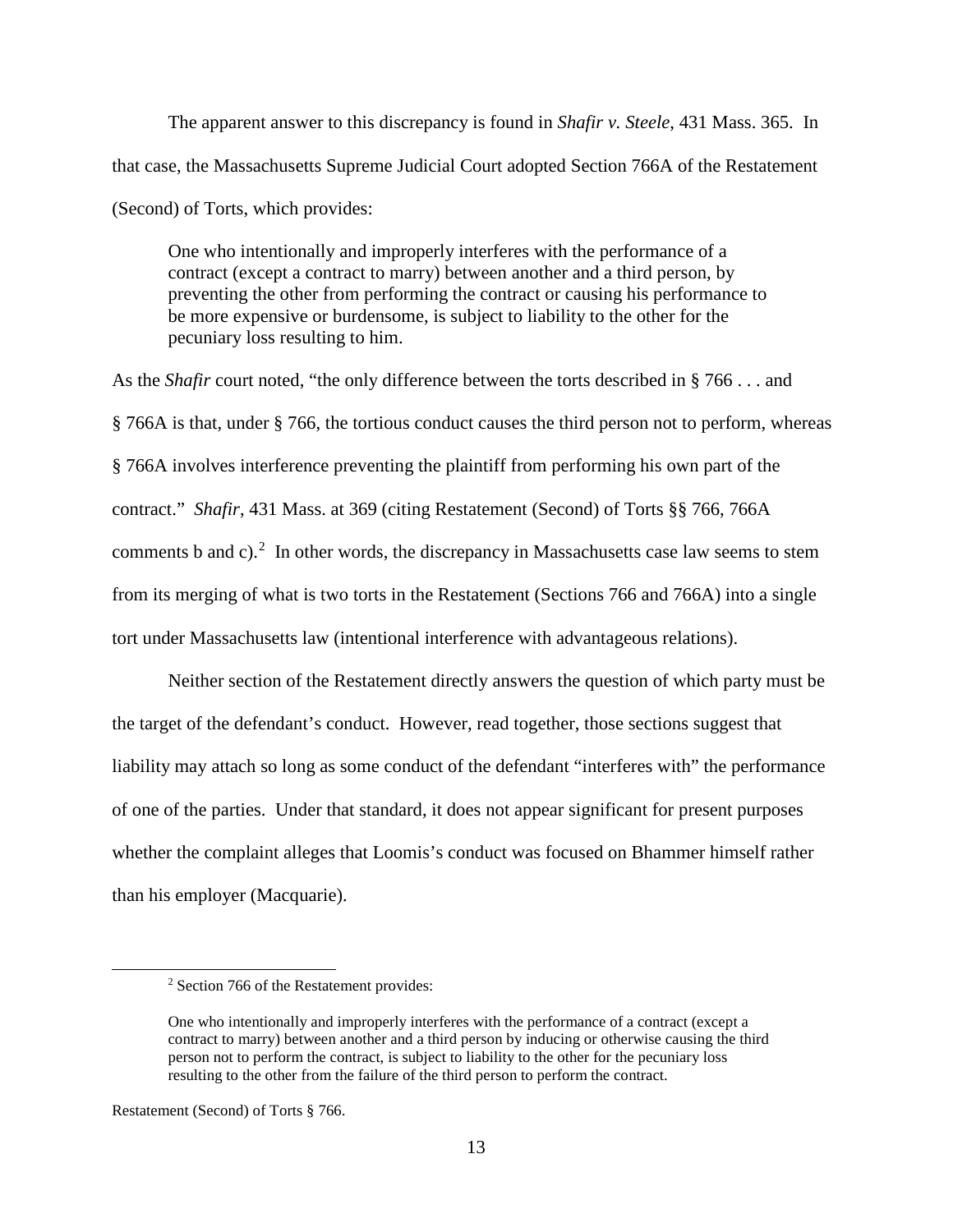The apparent answer to this discrepancy is found in *Shafir v. Steele*, 431 Mass. 365. In that case, the Massachusetts Supreme Judicial Court adopted Section 766A of the Restatement (Second) of Torts, which provides:

> One who intentionally and improperly interferes with the performance of a contract (except a contract to marry) between another and a third person, by preventing the other from performing the contract or causing his performance to be more expensive or burdensome, is subject to liability to the other for the pecuniary loss resulting to him.

As the *Shafir* court noted, "the only difference between the torts described in § 766 . . . and § 766A is that, under § 766, the tortious conduct causes the third person not to perform, whereas § 766A involves interference preventing the plaintiff from performing his own part of the contract." *Shafir*, 431 Mass. at 369 (citing Restatement (Second) of Torts §§ 766, 766A comments b and c).[2] In other words, the discrepancy in Massachusetts case law seems to stem from its merging of what is two torts in the Restatement (Sections 766 and 766A) into a single tort under Massachusetts law (intentional interference with advantageous relations).

Neither section of the Restatement directly answers the question of which party must be the target of the defendant's conduct. However, read together, those sections suggest that liability may attach so long as some conduct of the defendant "interferes with" the performance of one of the parties. Under that standard, it does not appear significant for present purposes whether the complaint alleges that Loomis's conduct was focused on Bhammer himself rather than his employer (Macquarie).

---

[2] Section 766 of the Restatement provides:

> One who intentionally and improperly interferes with the performance of a contract (except a contract to marry) between another and a third person by inducing or otherwise causing the third person not to perform the contract, is subject to liability to the other for the pecuniary loss resulting to the other from the failure of the third person to perform the contract.

Restatement (Second) of Torts § 766.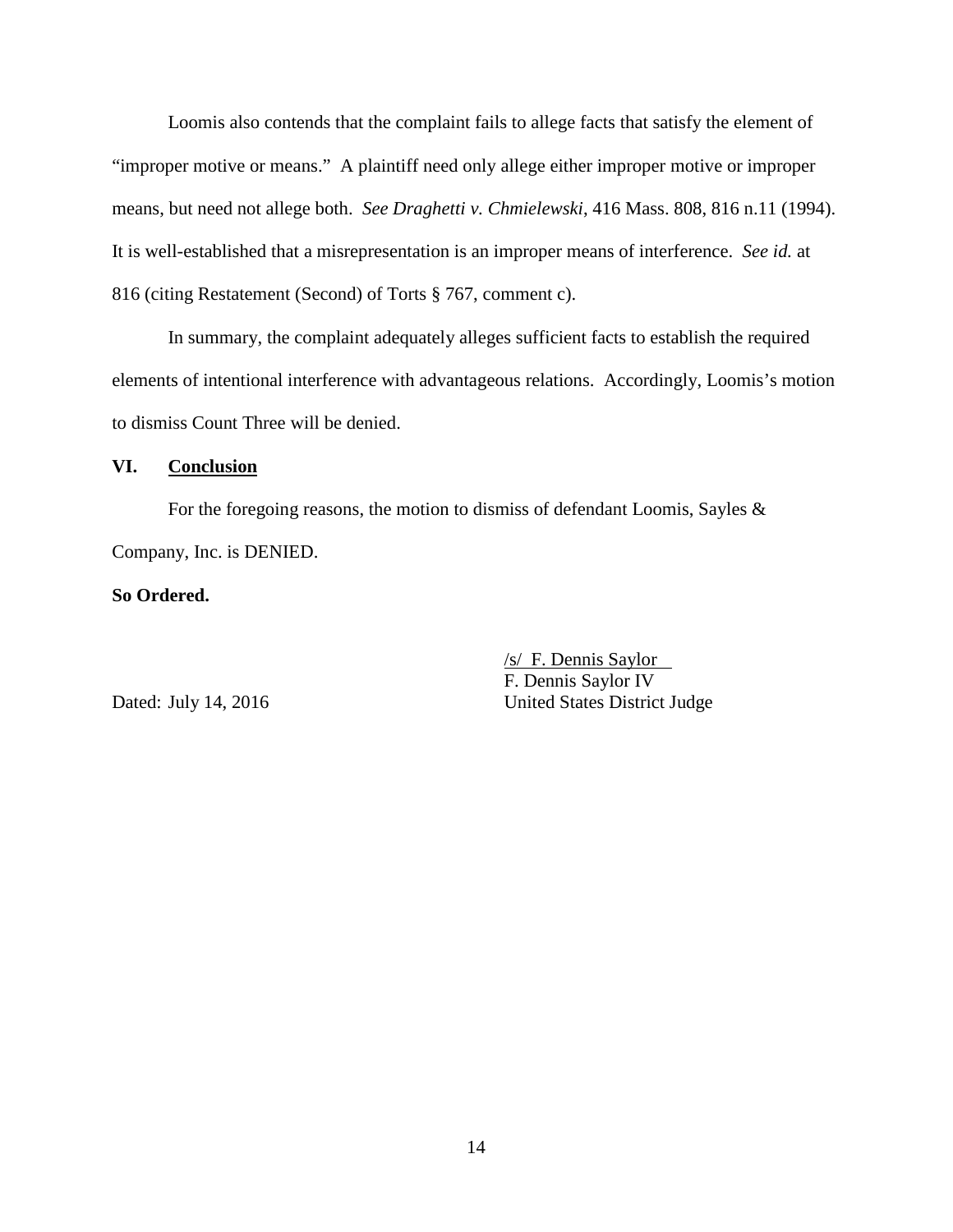Loomis also contends that the complaint fails to allege facts that satisfy the element of "improper motive or means." A plaintiff need only allege either improper motive or improper means, but need not allege both. *See Draghetti v. Chmielewski*, 416 Mass. 808, 816 n.11 (1994). It is well-established that a misrepresentation is an improper means of interference. *See id.* at 816 (citing Restatement (Second) of Torts § 767, comment c).

In summary, the complaint adequately alleges sufficient facts to establish the required elements of intentional interference with advantageous relations. Accordingly, Loomis's motion to dismiss Count Three will be denied.

## VI. Conclusion

For the foregoing reasons, the motion to dismiss of defendant Loomis, Sayles & Company, Inc. is DENIED.

**So Ordered.**

/s/ F. Dennis Saylor
F. Dennis Saylor IV
United States District Judge

Dated: July 14, 2016